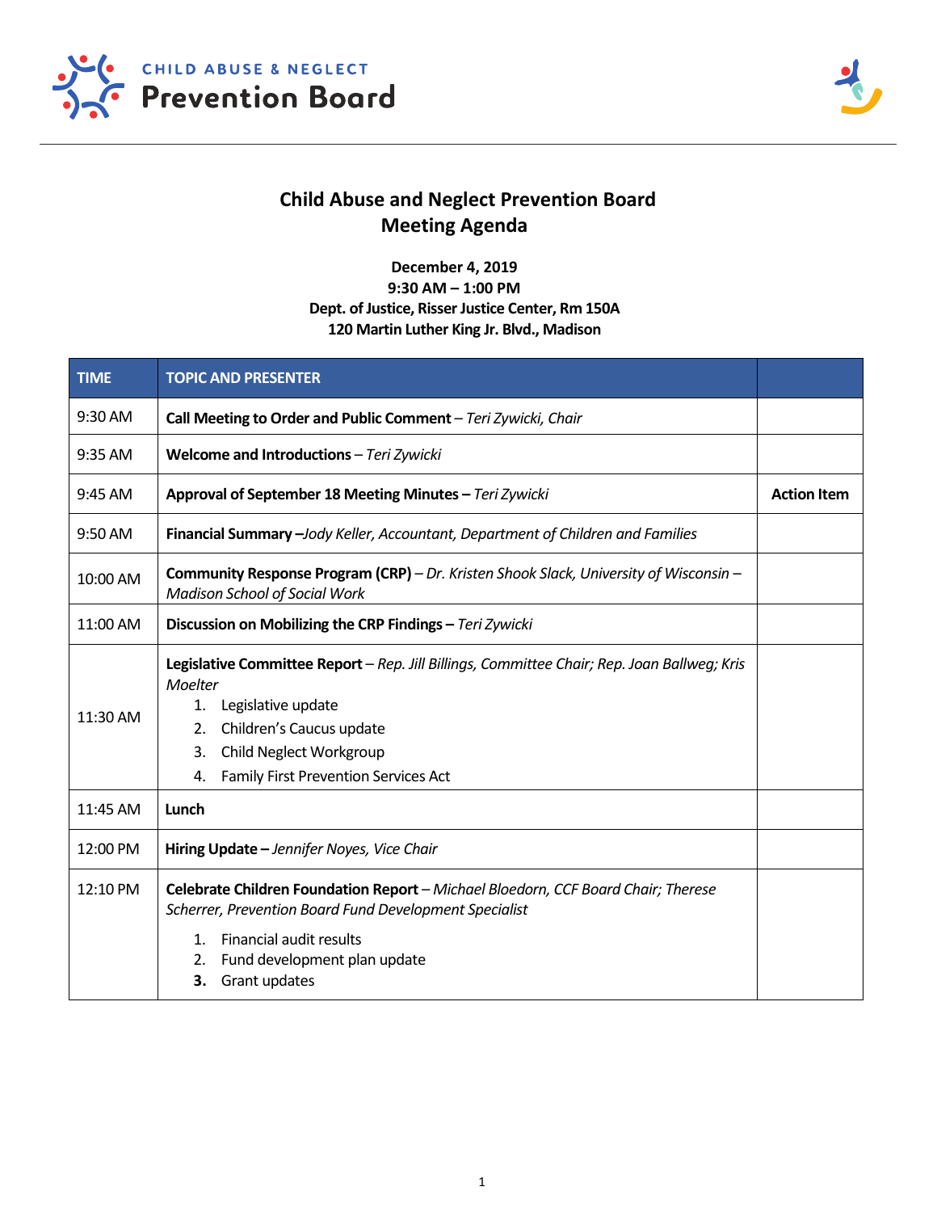CHILD ABUSE & NEGLECT
**Prevention Board**

# Child Abuse and Neglect Prevention Board
## Meeting Agenda

**December 4, 2019**
**9:30 AM – 1:00 PM**
**Dept. of Justice, Risser Justice Center, Rm 150A**
**120 Martin Luther King Jr. Blvd., Madison**

| TIME | TOPIC AND PRESENTER | |
|---|---|---|
| 9:30 AM | **Call Meeting to Order and Public Comment** – *Teri Zywicki, Chair* | |
| 9:35 AM | **Welcome and Introductions** – *Teri Zywicki* | |
| 9:45 AM | **Approval of September 18 Meeting Minutes –** *Teri Zywicki* | **Action Item** |
| 9:50 AM | **Financial Summary –***Jody Keller, Accountant, Department of Children and Families* | |
| 10:00 AM | **Community Response Program (CRP)** – *Dr. Kristen Shook Slack, University of Wisconsin – Madison School of Social Work* | |
| 11:00 AM | **Discussion on Mobilizing the CRP Findings –** *Teri Zywicki* | |
| 11:30 AM | **Legislative Committee Report** – *Rep. Jill Billings, Committee Chair; Rep. Joan Ballweg; Kris Moelter*<br>1. Legislative update<br>2. Children's Caucus update<br>3. Child Neglect Workgroup<br>4. Family First Prevention Services Act | |
| 11:45 AM | **Lunch** | |
| 12:00 PM | **Hiring Update –** *Jennifer Noyes, Vice Chair* | |
| 12:10 PM | **Celebrate Children Foundation Report** – *Michael Bloedorn, CCF Board Chair; Therese Scherrer, Prevention Board Fund Development Specialist*<br>1. Financial audit results<br>2. Fund development plan update<br>**3.** Grant updates | |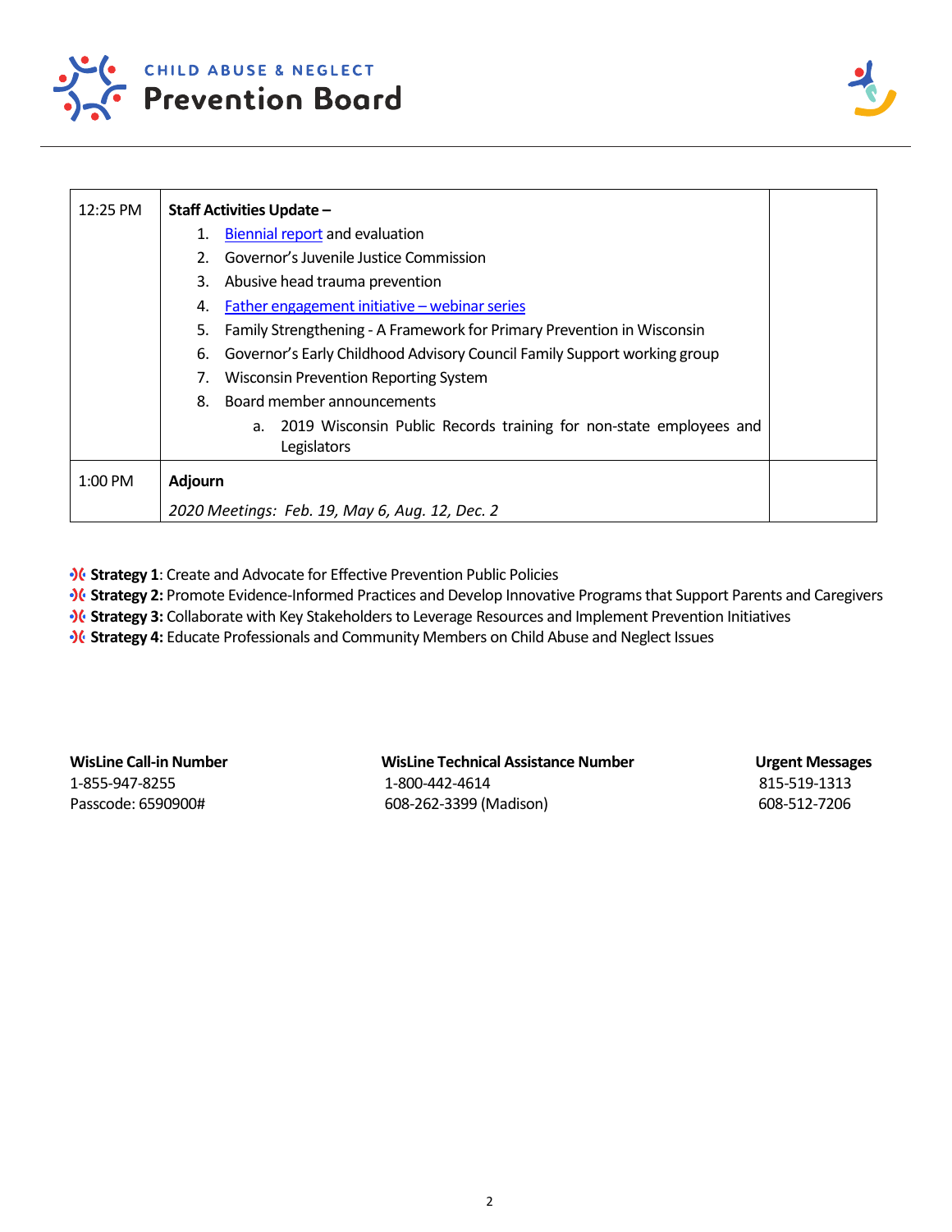**CHILD ABUSE & NEGLECT**
**Prevention Board**

| | | |
|---|---|---|
| 12:25 PM | **Staff Activities Update –**<br>1. Biennial report and evaluation<br>2. Governor's Juvenile Justice Commission<br>3. Abusive head trauma prevention<br>4. Father engagement initiative – webinar series<br>5. Family Strengthening - A Framework for Primary Prevention in Wisconsin<br>6. Governor's Early Childhood Advisory Council Family Support working group<br>7. Wisconsin Prevention Reporting System<br>8. Board member announcements<br>a. 2019 Wisconsin Public Records training for non-state employees and Legislators | |
| 1:00 PM | **Adjourn**<br>*2020 Meetings: Feb. 19, May 6, Aug. 12, Dec. 2* | |

- **Strategy 1**: Create and Advocate for Effective Prevention Public Policies
- **Strategy 2:** Promote Evidence-Informed Practices and Develop Innovative Programs that Support Parents and Caregivers
- **Strategy 3:** Collaborate with Key Stakeholders to Leverage Resources and Implement Prevention Initiatives
- **Strategy 4:** Educate Professionals and Community Members on Child Abuse and Neglect Issues

**WisLine Call-in Number**
1-855-947-8255
Passcode: 6590900#

**WisLine Technical Assistance Number**
1-800-442-4614
608-262-3399 (Madison)

**Urgent Messages**
815-519-1313
608-512-7206